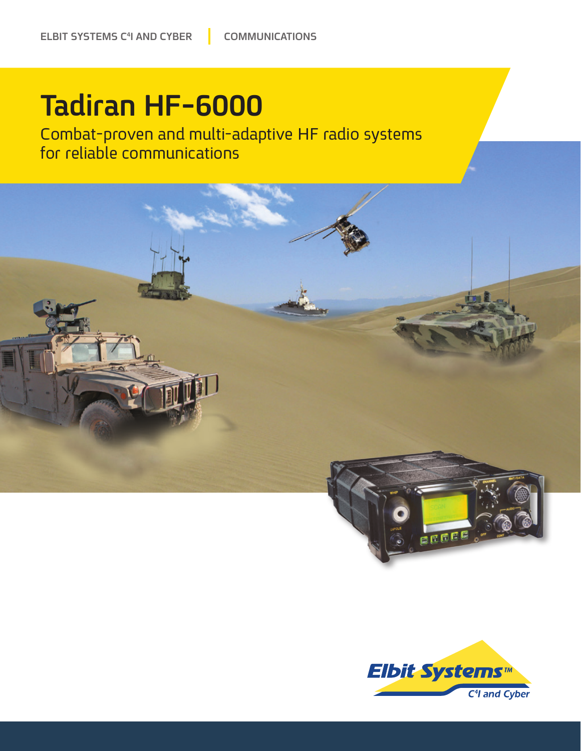ELBIT SYSTEMS C4I AND CYBER | COMMUNICATIONS

# Tadiran HF-6000

Combat-proven and multi-adaptive HF radio systems for reliable communications

Elbit Systems™
C4I and Cyber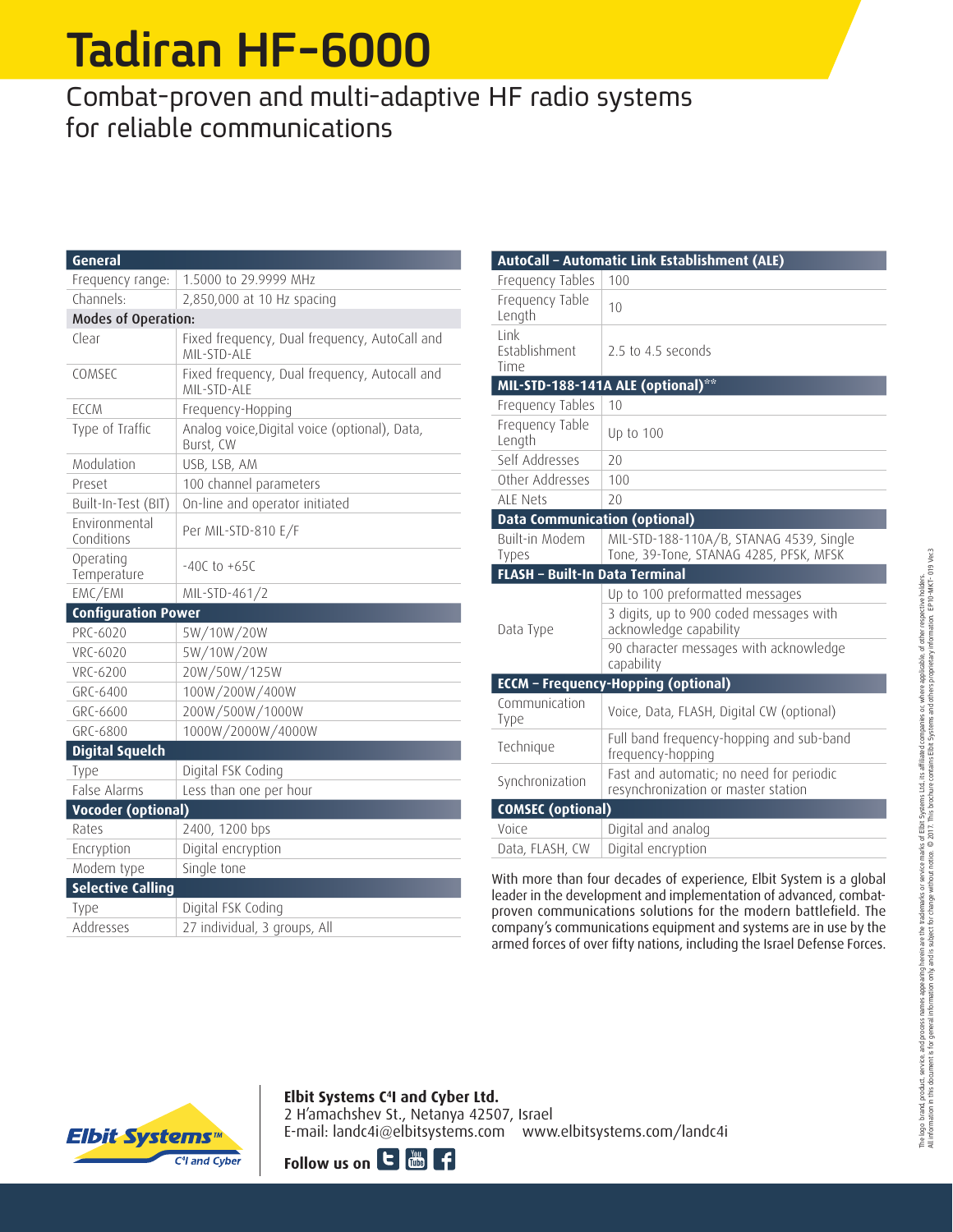# Tadiran HF-6000

## Combat-proven and multi-adaptive HF radio systems for reliable communications

| General | |
|---|---|
| Frequency range: | 1.5000 to 29.9999 MHz |
| Channels: | 2,850,000 at 10 Hz spacing |
| **Modes of Operation:** | |
| Clear | Fixed frequency, Dual frequency, AutoCall and MIL-STD-ALE |
| COMSEC | Fixed frequency, Dual frequency, Autocall and MIL-STD-ALE |
| ECCM | Frequency-Hopping |
| Type of Traffic | Analog voice,Digital voice (optional), Data, Burst, CW |
| Modulation | USB, LSB, AM |
| Preset | 100 channel parameters |
| Built-In-Test (BIT) | On-line and operator initiated |
| Environmental Conditions | Per MIL-STD-810 E/F |
| Operating Temperature | -40C to +65C |
| EMC/EMI | MIL-STD-461/2 |

| Configuration Power | |
|---|---|
| PRC-6020 | 5W/10W/20W |
| VRC-6020 | 5W/10W/20W |
| VRC-6200 | 20W/50W/125W |
| GRC-6400 | 100W/200W/400W |
| GRC-6600 | 200W/500W/1000W |
| GRC-6800 | 1000W/2000W/4000W |

| Digital Squelch | |
|---|---|
| Type | Digital FSK Coding |
| False Alarms | Less than one per hour |

| Vocoder (optional) | |
|---|---|
| Rates | 2400, 1200 bps |
| Encryption | Digital encryption |
| Modem type | Single tone |

| Selective Calling | |
|---|---|
| Type | Digital FSK Coding |
| Addresses | 27 individual, 3 groups, All |

| AutoCall – Automatic Link Establishment (ALE) | |
|---|---|
| Frequency Tables | 100 |
| Frequency Table Length | 10 |
| Link Establishment Time | 2.5 to 4.5 seconds |

| MIL-STD-188-141A ALE (optional)** | |
|---|---|
| Frequency Tables | 10 |
| Frequency Table Length | Up to 100 |
| Self Addresses | 20 |
| Other Addresses | 100 |
| ALE Nets | 20 |

| Data Communication (optional) | |
|---|---|
| Built-in Modem Types | MIL-STD-188-110A/B, STANAG 4539, Single Tone, 39-Tone, STANAG 4285, PFSK, MFSK |

| FLASH – Built-In Data Terminal | |
|---|---|
| Data Type | Up to 100 preformatted messages |
| | 3 digits, up to 900 coded messages with acknowledge capability |
| | 90 character messages with acknowledge capability |

| ECCM – Frequency-Hopping (optional) | |
|---|---|
| Communication Type | Voice, Data, FLASH, Digital CW (optional) |
| Technique | Full band frequency-hopping and sub-band frequency-hopping |
| Synchronization | Fast and automatic; no need for periodic resynchronization or master station |

| COMSEC (optional) | |
|---|---|
| Voice | Digital and analog |
| Data, FLASH, CW | Digital encryption |

With more than four decades of experience, Elbit System is a global leader in the development and implementation of advanced, combat-proven communications solutions for the modern battlefield. The company's communications equipment and systems are in use by the armed forces of over fifty nations, including the Israel Defense Forces.

**Elbit Systems C⁴I and Cyber Ltd.**
2 H'amachshev St., Netanya 42507, Israel
E-mail: landc4i@elbitsystems.com www.elbitsystems.com/landc4i

**Follow us on**

The logo, brand, product, service, and process names appearing herein are the trademarks or service marks of Elbit Systems Ltd., its affiliated companies or, where applicable, of other respective holders. All information in this document is for general information only and is subject for change without notice. © 2017. This brochure contains Elbit Systems and others proprietary information. EP10-MKT-019 Ver.3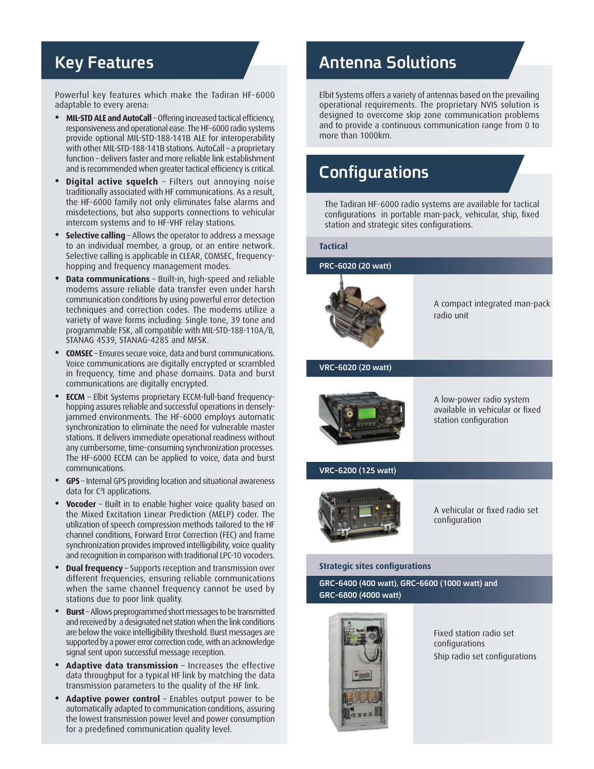## Key Features

Powerful key features which make the Tadiran HF-6000 adaptable to every arena:

- **MIL-STD ALE and AutoCall** – Offering increased tactical efficiency, responsiveness and operational ease. The HF-6000 radio systems provide optional MIL-STD-188-141B ALE for interoperability with other MIL-STD-188-141B stations. AutoCall – a proprietary function – delivers faster and more reliable link establishment and is recommended when greater tactical efficiency is critical.
- **Digital active squelch** – Filters out annoying noise traditionally associated with HF communications. As a result, the HF-6000 family not only eliminates false alarms and misdetections, but also supports connections to vehicular intercom systems and to HF-VHF relay stations.
- **Selective calling** – Allows the operator to address a message to an individual member, a group, or an entire network. Selective calling is applicable in CLEAR, COMSEC, frequency-hopping and frequency management modes.
- **Data communications** – Built-in, high-speed and reliable modems assure reliable data transfer even under harsh communication conditions by using powerful error detection techniques and correction codes. The modems utilize a variety of wave forms including: Single tone, 39 tone and programmable FSK, all compatible with MIL-STD-188-110A/B, STANAG 4539, STANAG-4285 and MFSK.
- **COMSEC** – Ensures secure voice, data and burst communications. Voice communications are digitally encrypted or scrambled in frequency, time and phase domains. Data and burst communications are digitally encrypted.
- **ECCM** – Elbit Systems proprietary ECCM-full-band frequency-hopping assures reliable and successful operations in densely-jammed environments. The HF-6000 employs automatic synchronization to eliminate the need for vulnerable master stations. It delivers immediate operational readiness without any cumbersome, time-consuming synchronization processes. The HF-6000 ECCM can be applied to voice, data and burst communications.
- **GPS** – Internal GPS providing location and situational awareness data for C⁴I applications.
- **Vocoder** – Built in to enable higher voice quality based on the Mixed Excitation Linear Prediction (MELP) coder. The utilization of speech compression methods tailored to the HF channel conditions, Forward Error Correction (FEC) and frame synchronization provides improved intelligibility, voice quality and recognition in comparison with traditional LPC-10 vocoders.
- **Dual frequency** – Supports reception and transmission over different frequencies, ensuring reliable communications when the same channel frequency cannot be used by stations due to poor link quality.
- **Burst** – Allows preprogrammed short messages to be transmitted and received by a designated net station when the link conditions are below the voice intelligibility threshold. Burst messages are supported by a power error correction code, with an acknowledge signal sent upon successful message reception.
- **Adaptive data transmission** – Increases the effective data throughput for a typical HF link by matching the data transmission parameters to the quality of the HF link.
- **Adaptive power control** – Enables output power to be automatically adapted to communication conditions, assuring the lowest transmission power level and power consumption for a predefined communication quality level.

## Antenna Solutions

Elbit Systems offers a variety of antennas based on the prevailing operational requirements. The proprietary NVIS solution is designed to overcome skip zone communication problems and to provide a continuous communication range from 0 to more than 1000km.

## Configurations

The Tadiran HF-6000 radio systems are available for tactical configurations in portable man-pack, vehicular, ship, fixed station and strategic sites configurations.

### Tactical

**PRC-6020 (20 watt)**

A compact integrated man-pack radio unit

**VRC-6020 (20 watt)**

A low-power radio system available in vehicular or fixed station configuration

**VRC-6200 (125 watt)**

A vehicular or fixed radio set configuration

### Strategic sites configurations

**GRC-6400 (400 watt), GRC-6600 (1000 watt) and GRC-6800 (4000 watt)**

Fixed station radio set configurations

Ship radio set configurations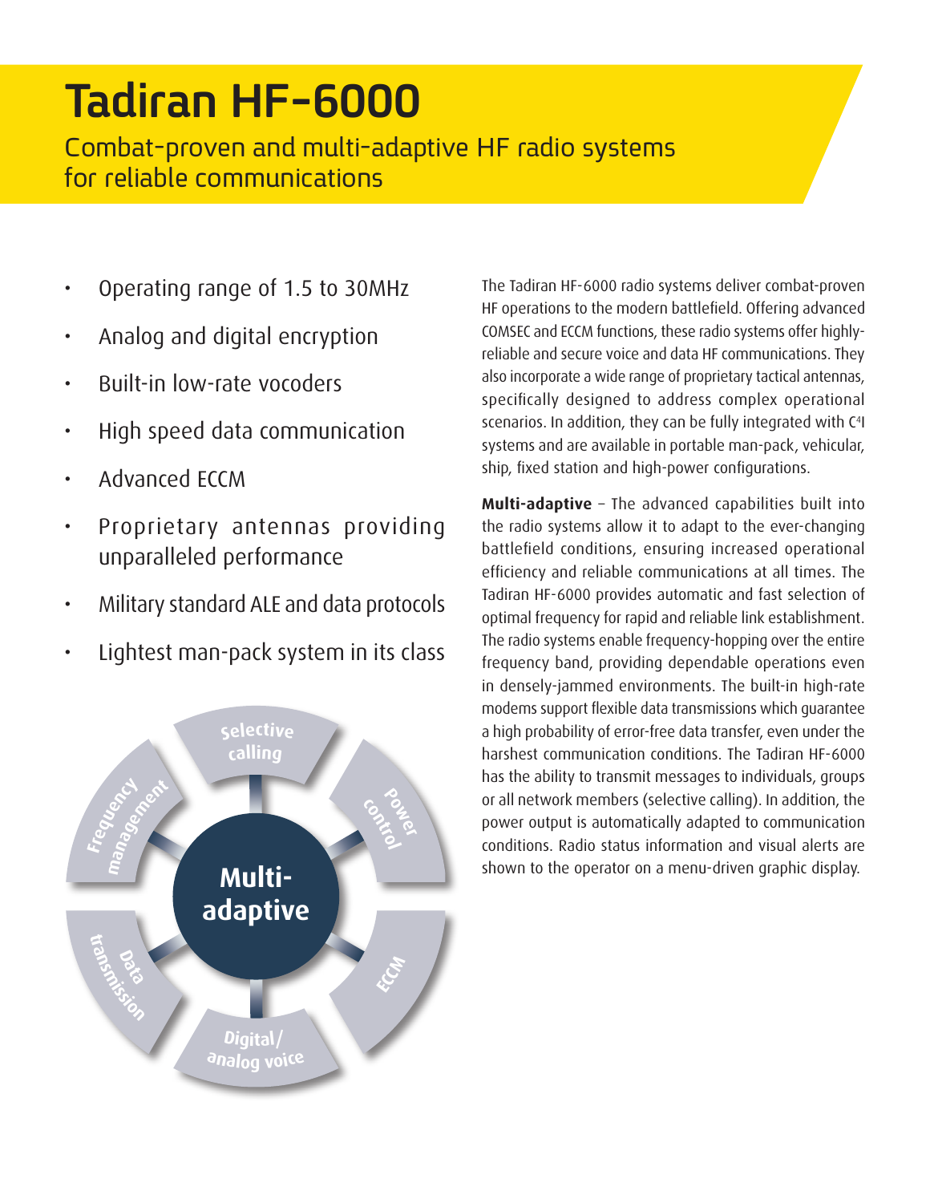# Tadiran HF-6000

## Combat-proven and multi-adaptive HF radio systems for reliable communications

- Operating range of 1.5 to 30MHz
- Analog and digital encryption
- Built-in low-rate vocoders
- High speed data communication
- Advanced ECCM
- Proprietary antennas providing unparalleled performance
- Military standard ALE and data protocols
- Lightest man-pack system in its class

Selective calling

Power control

ECCM

Digital/analog voice

Data transmission

Frequency management

Multi-adaptive

The Tadiran HF-6000 radio systems deliver combat-proven HF operations to the modern battlefield. Offering advanced COMSEC and ECCM functions, these radio systems offer highly-reliable and secure voice and data HF communications. They also incorporate a wide range of proprietary tactical antennas, specifically designed to address complex operational scenarios. In addition, they can be fully integrated with $C^4I$ systems and are available in portable man-pack, vehicular, ship, fixed station and high-power configurations.

**Multi-adaptive** – The advanced capabilities built into the radio systems allow it to adapt to the ever-changing battlefield conditions, ensuring increased operational efficiency and reliable communications at all times. The Tadiran HF-6000 provides automatic and fast selection of optimal frequency for rapid and reliable link establishment. The radio systems enable frequency-hopping over the entire frequency band, providing dependable operations even in densely-jammed environments. The built-in high-rate modems support flexible data transmissions which guarantee a high probability of error-free data transfer, even under the harshest communication conditions. The Tadiran HF-6000 has the ability to transmit messages to individuals, groups or all network members (selective calling). In addition, the power output is automatically adapted to communication conditions. Radio status information and visual alerts are shown to the operator on a menu-driven graphic display.